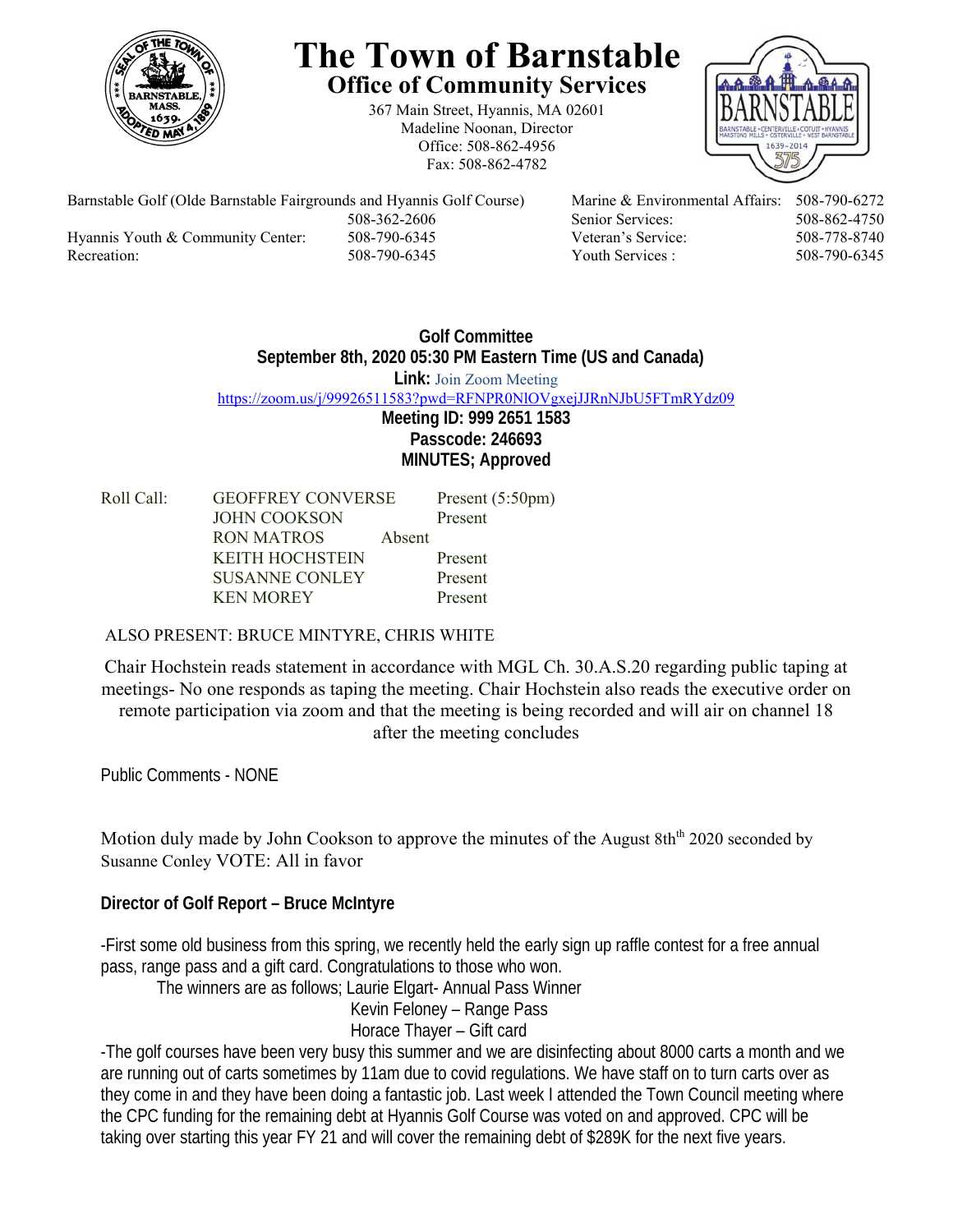# The Town of Barnstable

## Office of Community Services

367 Main Street, Hyannis, MA 02601
Madeline Noonan, Director
Office: 508-862-4956
Fax: 508-862-4782

| | | | |
|---|---|---|---|
| Barnstable Golf (Olde Barnstable Fairgrounds and Hyannis Golf Course) | 508-362-2606 | Marine & Environmental Affairs: | 508-790-6272 |
| | | Senior Services: | 508-862-4750 |
| Hyannis Youth & Community Center: | 508-790-6345 | Veteran's Service: | 508-778-8740 |
| Recreation: | 508-790-6345 | Youth Services : | 508-790-6345 |

**Golf Committee**
**September 8th, 2020 05:30 PM Eastern Time (US and Canada)**
**Link:** Join Zoom Meeting
https://zoom.us/j/99926511583?pwd=RFNPR0NlOVgxejJJRnNJbU5FTmRYdz09
**Meeting ID: 999 2651 1583**
**Passcode: 246693**
**MINUTES; Approved**

| Roll Call: | | |
|---|---|---|
| | GEOFFREY CONVERSE | Present (5:50pm) |
| | JOHN COOKSON | Present |
| | RON MATROS | Absent |
| | KEITH HOCHSTEIN | Present |
| | SUSANNE CONLEY | Present |
| | KEN MOREY | Present |

ALSO PRESENT: BRUCE MINTYRE, CHRIS WHITE

Chair Hochstein reads statement in accordance with MGL Ch. 30.A.S.20 regarding public taping at meetings- No one responds as taping the meeting. Chair Hochstein also reads the executive order on remote participation via zoom and that the meeting is being recorded and will air on channel 18 after the meeting concludes

Public Comments - NONE

Motion duly made by John Cookson to approve the minutes of the August 8th 2020 seconded by Susanne Conley VOTE: All in favor

**Director of Golf Report – Bruce McIntyre**

-First some old business from this spring, we recently held the early sign up raffle contest for a free annual pass, range pass and a gift card. Congratulations to those who won.

The winners are as follows; Laurie Elgart- Annual Pass Winner
Kevin Feloney – Range Pass
Horace Thayer – Gift card

-The golf courses have been very busy this summer and we are disinfecting about 8000 carts a month and we are running out of carts sometimes by 11am due to covid regulations. We have staff on to turn carts over as they come in and they have been doing a fantastic job. Last week I attended the Town Council meeting where the CPC funding for the remaining debt at Hyannis Golf Course was voted on and approved. CPC will be taking over starting this year FY 21 and will cover the remaining debt of $289K for the next five years.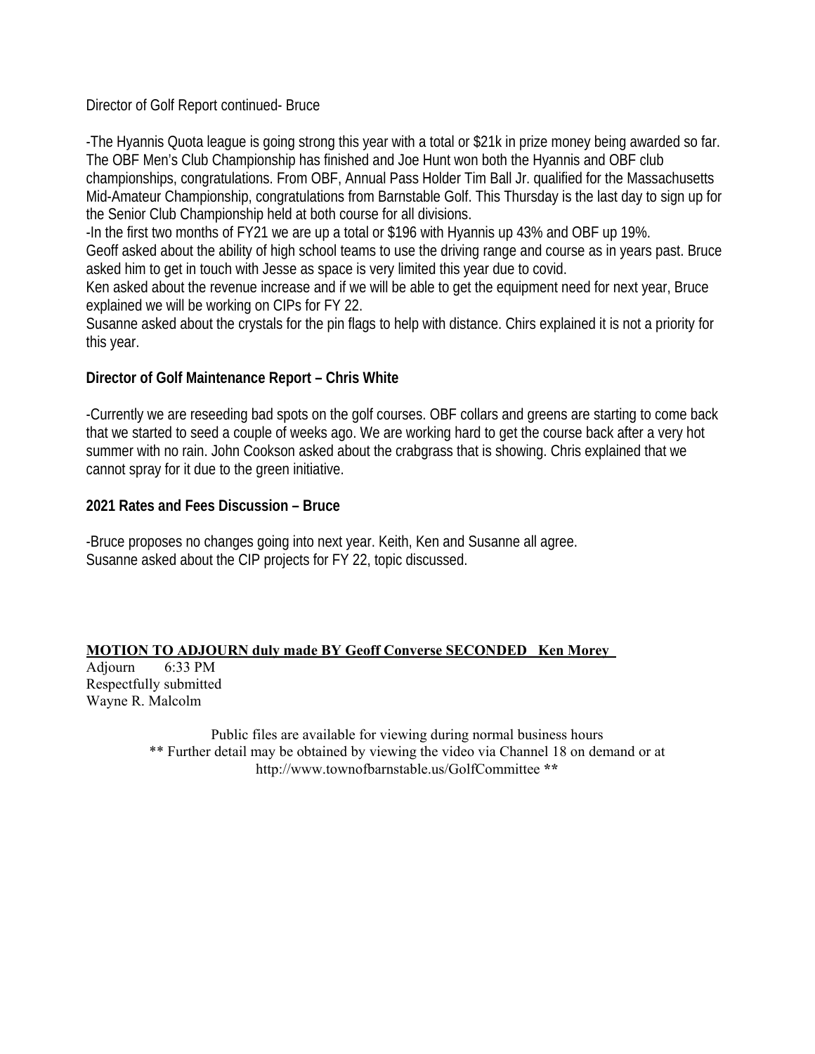Director of Golf Report continued- Bruce

-The Hyannis Quota league is going strong this year with a total or $21k in prize money being awarded so far. The OBF Men's Club Championship has finished and Joe Hunt won both the Hyannis and OBF club championships, congratulations. From OBF, Annual Pass Holder Tim Ball Jr. qualified for the Massachusetts Mid-Amateur Championship, congratulations from Barnstable Golf. This Thursday is the last day to sign up for the Senior Club Championship held at both course for all divisions.

-In the first two months of FY21 we are up a total or $196 with Hyannis up 43% and OBF up 19%.

Geoff asked about the ability of high school teams to use the driving range and course as in years past. Bruce asked him to get in touch with Jesse as space is very limited this year due to covid.

Ken asked about the revenue increase and if we will be able to get the equipment need for next year, Bruce explained we will be working on CIPs for FY 22.

Susanne asked about the crystals for the pin flags to help with distance. Chirs explained it is not a priority for this year.

**Director of Golf Maintenance Report – Chris White**

-Currently we are reseeding bad spots on the golf courses. OBF collars and greens are starting to come back that we started to seed a couple of weeks ago. We are working hard to get the course back after a very hot summer with no rain. John Cookson asked about the crabgrass that is showing. Chris explained that we cannot spray for it due to the green initiative.

**2021 Rates and Fees Discussion – Bruce**

-Bruce proposes no changes going into next year. Keith, Ken and Susanne all agree.

Susanne asked about the CIP projects for FY 22, topic discussed.

**MOTION TO ADJOURN duly made BY Geoff Converse SECONDED Ken Morey**

Adjourn 6:33 PM

Respectfully submitted

Wayne R. Malcolm

Public files are available for viewing during normal business hours

** Further detail may be obtained by viewing the video via Channel 18 on demand or at http://www.townofbarnstable.us/GolfCommittee **